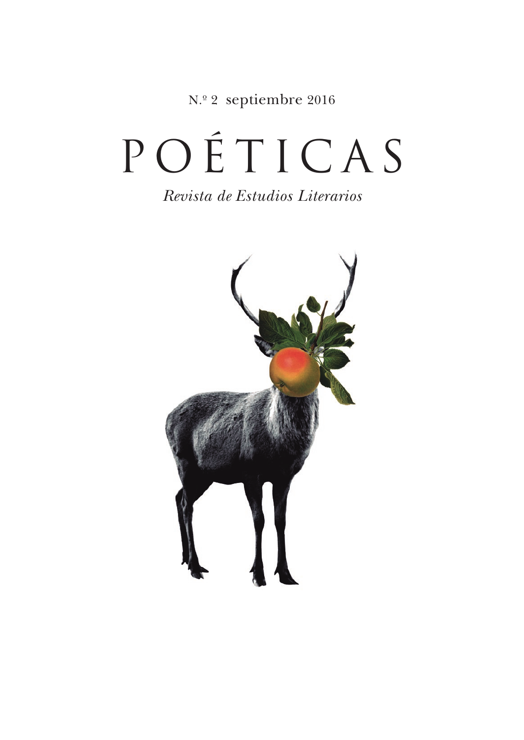N.º 2 septiembre 2016

# POÉTICAS

*Revista de Estudios Literarios*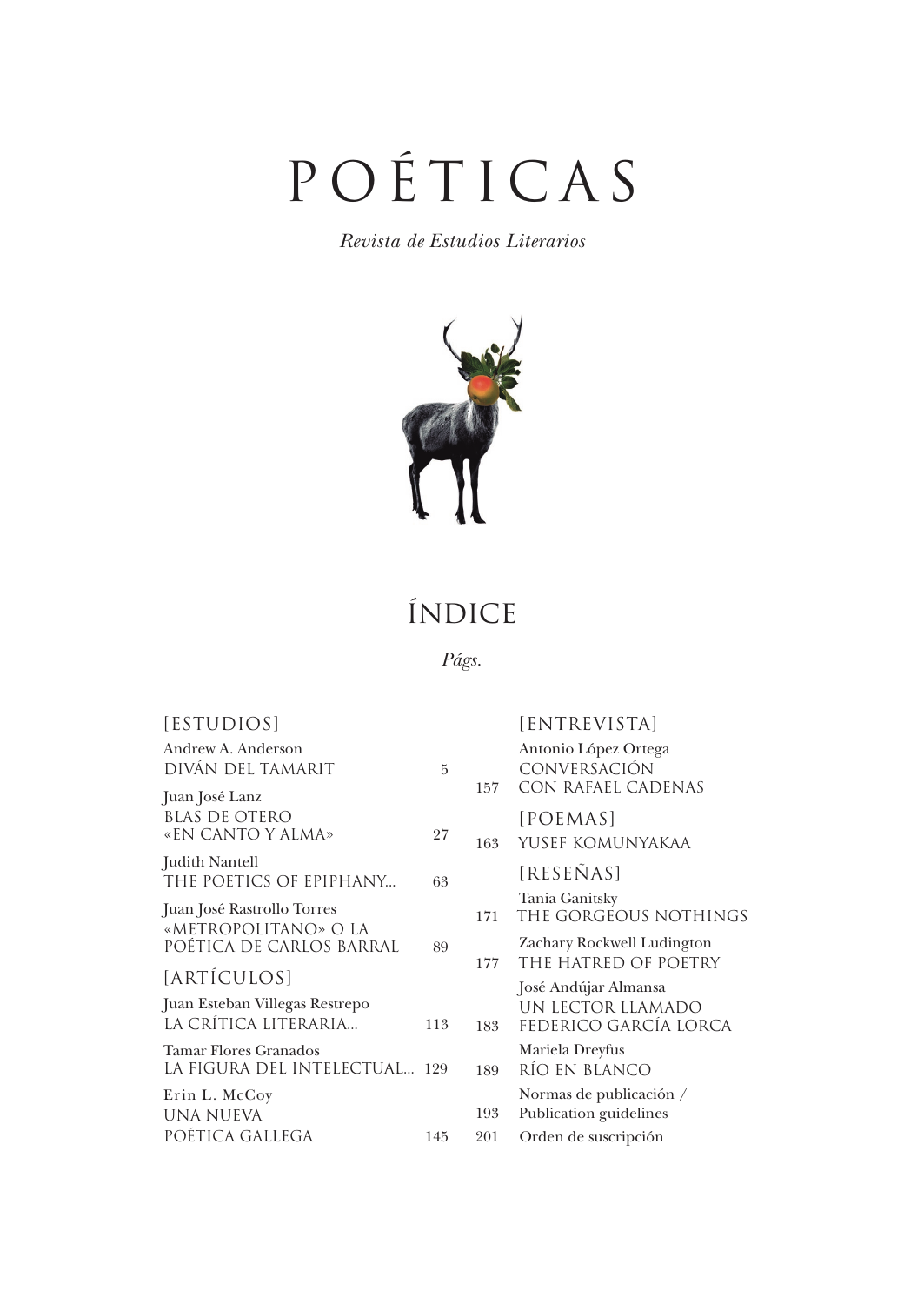# POÉTICAS

*Revista de Estudios Literarios*

## ÍNDICE

*Págs.*

### [ESTUDIOS]

Andrew A. Anderson
DIVÁN DEL TAMARIT — 5

Juan José Lanz
BLAS DE OTERO «EN CANTO Y ALMA» — 27

Judith Nantell
THE POETICS OF EPIPHANY... — 63

Juan José Rastrollo Torres
«METROPOLITANO» O LA POÉTICA DE CARLOS BARRAL — 89

### [ARTÍCULOS]

Juan Esteban Villegas Restrepo
LA CRÍTICA LITERARIA... — 113

Tamar Flores Granados
LA FIGURA DEL INTELECTUAL... — 129

Erin L. McCoy
UNA NUEVA POÉTICA GALLEGA — 145

### [ENTREVISTA]

157 — Antonio López Ortega
CONVERSACIÓN CON RAFAEL CADENAS

### [POEMAS]

163 — YUSEF KOMUNYAKAA

### [RESEÑAS]

171 — Tania Ganitsky
THE GORGEOUS NOTHINGS

177 — Zachary Rockwell Ludington
THE HATRED OF POETRY

183 — José Andújar Almansa
UN LECTOR LLAMADO FEDERICO GARCÍA LORCA

189 — Mariela Dreyfus
RÍO EN BLANCO

193 — Normas de publicación / Publication guidelines

201 — Orden de suscripción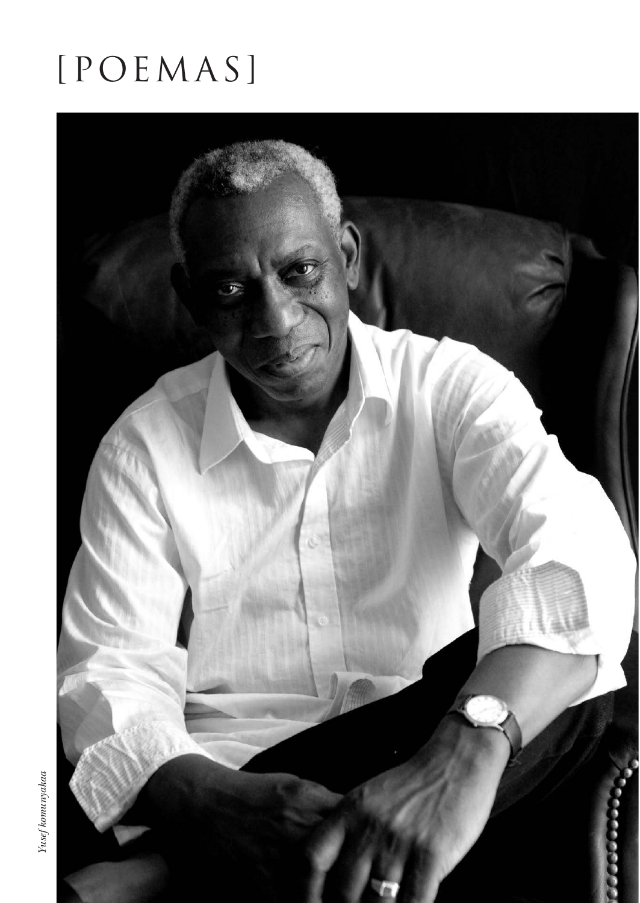# [POEMAS]

*Yusef komunyakaa*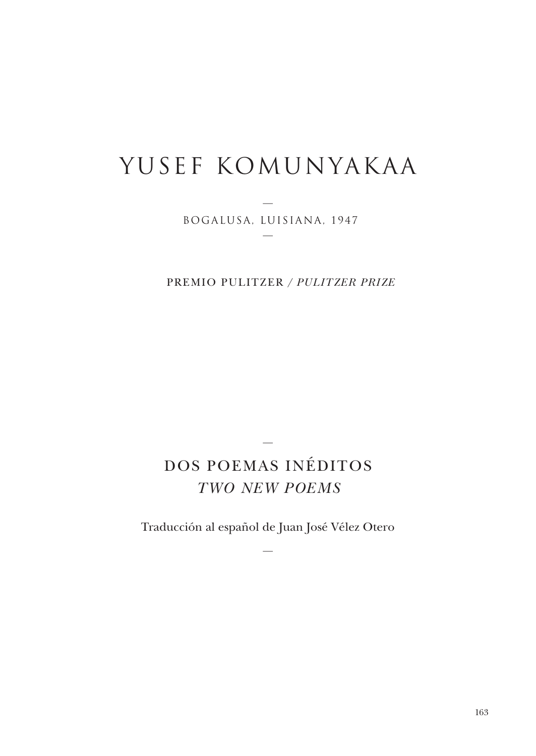# YUSEF KOMUNYAKAA

—

BOGALUSA, LUISIANA, 1947

—

PREMIO PULITZER / *PULITZER PRIZE*

—

## DOS POEMAS INÉDITOS
## *TWO NEW POEMS*

Traducción al español de Juan José Vélez Otero

—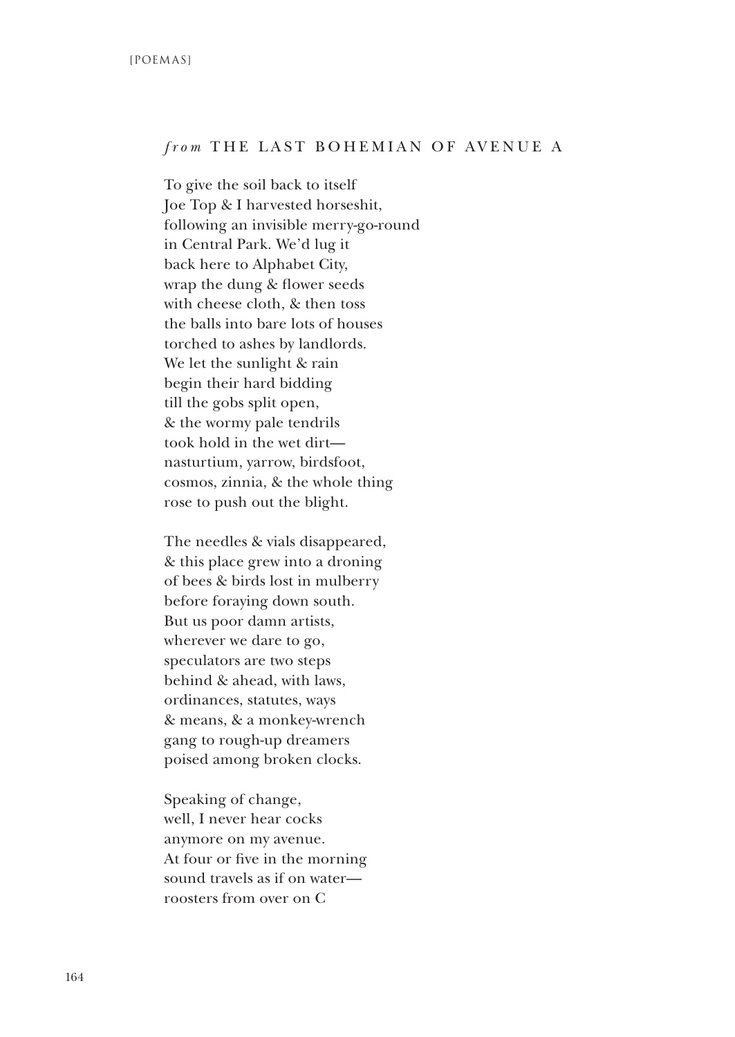## *from* THE LAST BOHEMIAN OF AVENUE A

To give the soil back to itself  
Joe Top & I harvested horseshit,  
following an invisible merry-go-round  
in Central Park. We'd lug it  
back here to Alphabet City,  
wrap the dung & flower seeds  
with cheese cloth, & then toss  
the balls into bare lots of houses  
torched to ashes by landlords.  
We let the sunlight & rain  
begin their hard bidding  
till the gobs split open,  
& the wormy pale tendrils  
took hold in the wet dirt—  
nasturtium, yarrow, birdsfoot,  
cosmos, zinnia, & the whole thing  
rose to push out the blight.

The needles & vials disappeared,  
& this place grew into a droning  
of bees & birds lost in mulberry  
before foraying down south.  
But us poor damn artists,  
wherever we dare to go,  
speculators are two steps  
behind & ahead, with laws,  
ordinances, statutes, ways  
& means, & a monkey-wrench  
gang to rough-up dreamers  
poised among broken clocks.

Speaking of change,  
well, I never hear cocks  
anymore on my avenue.  
At four or five in the morning  
sound travels as if on water—  
roosters from over on C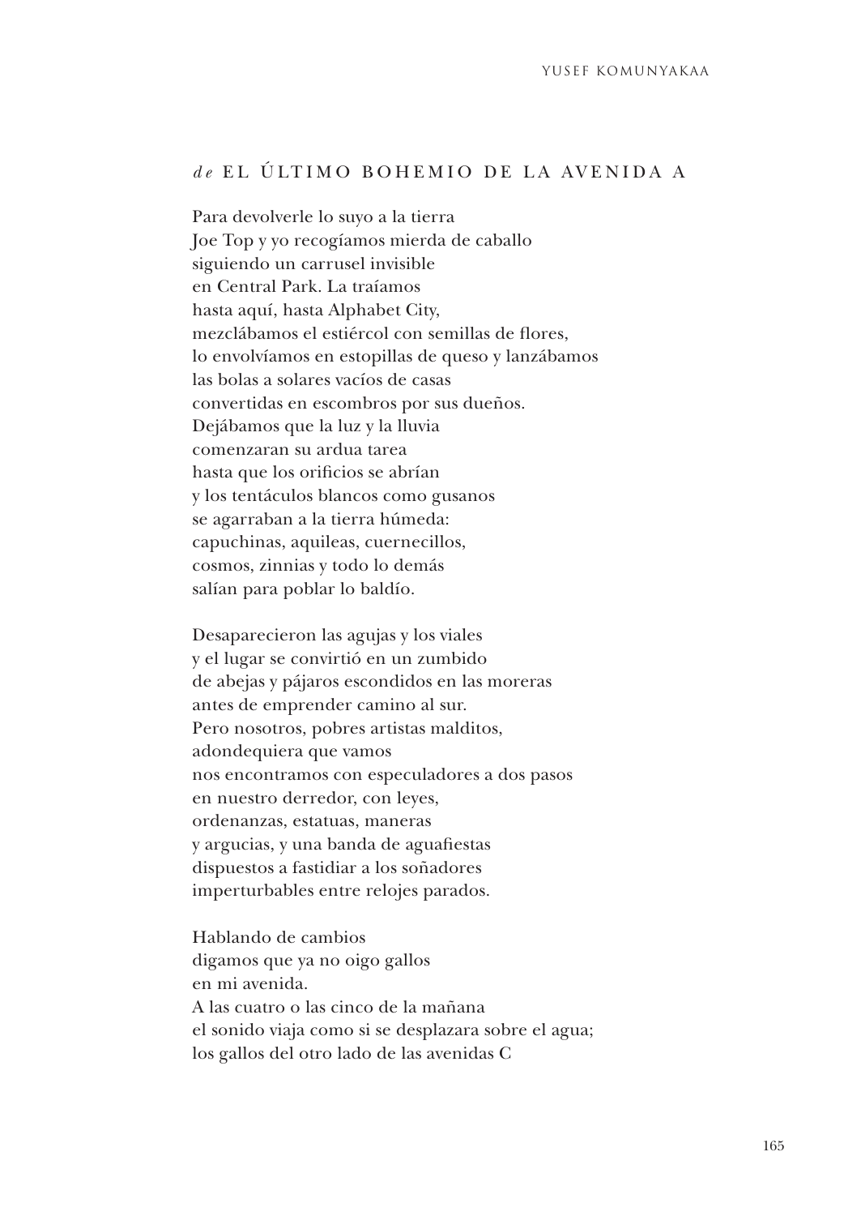## *de* EL ÚLTIMO BOHEMIO DE LA AVENIDA A

Para devolverle lo suyo a la tierra  
Joe Top y yo recogíamos mierda de caballo  
siguiendo un carrusel invisible  
en Central Park. La traíamos  
hasta aquí, hasta Alphabet City,  
mezclábamos el estiércol con semillas de flores,  
lo envolvíamos en estopillas de queso y lanzábamos  
las bolas a solares vacíos de casas  
convertidas en escombros por sus dueños.  
Dejábamos que la luz y la lluvia  
comenzaran su ardua tarea  
hasta que los orificios se abrían  
y los tentáculos blancos como gusanos  
se agarraban a la tierra húmeda:  
capuchinas, aquileas, cuernecillos,  
cosmos, zinnias y todo lo demás  
salían para poblar lo baldío.

Desaparecieron las agujas y los viales  
y el lugar se convirtió en un zumbido  
de abejas y pájaros escondidos en las moreras  
antes de emprender camino al sur.  
Pero nosotros, pobres artistas malditos,  
adondequiera que vamos  
nos encontramos con especuladores a dos pasos  
en nuestro derredor, con leyes,  
ordenanzas, estatuas, maneras  
y argucias, y una banda de aguafiestas  
dispuestos a fastidiar a los soñadores  
imperturbables entre relojes parados.

Hablando de cambios  
digamos que ya no oigo gallos  
en mi avenida.  
A las cuatro o las cinco de la mañana  
el sonido viaja como si se desplazara sobre el agua;  
los gallos del otro lado de las avenidas C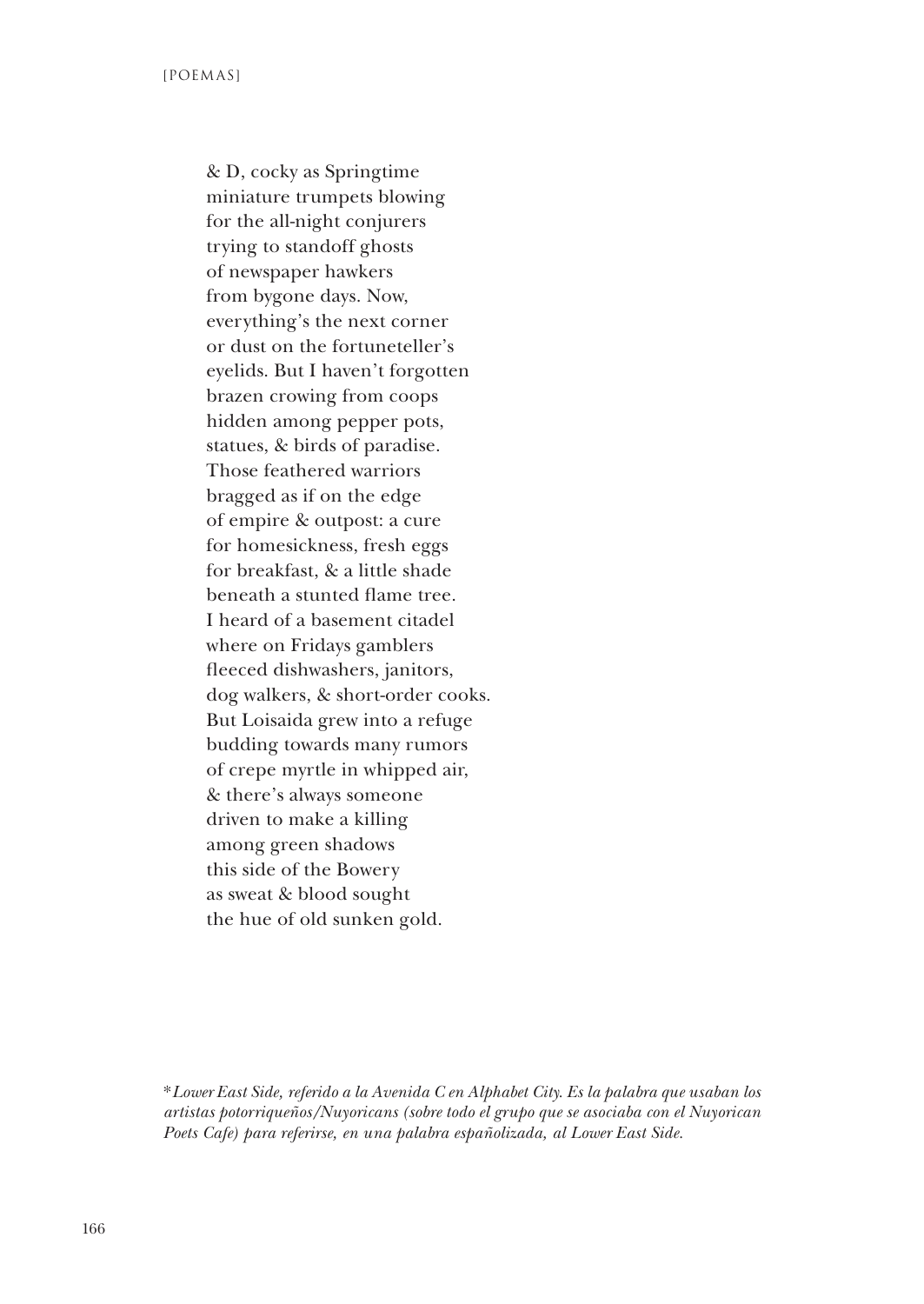& D, cocky as Springtime  
miniature trumpets blowing  
for the all-night conjurers  
trying to standoff ghosts  
of newspaper hawkers  
from bygone days. Now,  
everything's the next corner  
or dust on the fortuneteller's  
eyelids. But I haven't forgotten  
brazen crowing from coops  
hidden among pepper pots,  
statues, & birds of paradise.  
Those feathered warriors  
bragged as if on the edge  
of empire & outpost: a cure  
for homesickness, fresh eggs  
for breakfast, & a little shade  
beneath a stunted flame tree.  
I heard of a basement citadel  
where on Fridays gamblers  
fleeced dishwashers, janitors,  
dog walkers, & short-order cooks.  
But Loisaida grew into a refuge  
budding towards many rumors  
of crepe myrtle in whipped air,  
& there's always someone  
driven to make a killing  
among green shadows  
this side of the Bowery  
as sweat & blood sought  
the hue of old sunken gold.

*\*Lower East Side, referido a la Avenida C en Alphabet City. Es la palabra que usaban los artistas potorriqueños/Nuyoricans (sobre todo el grupo que se asociaba con el Nuyorican Poets Cafe) para referirse, en una palabra españolizada, al Lower East Side.*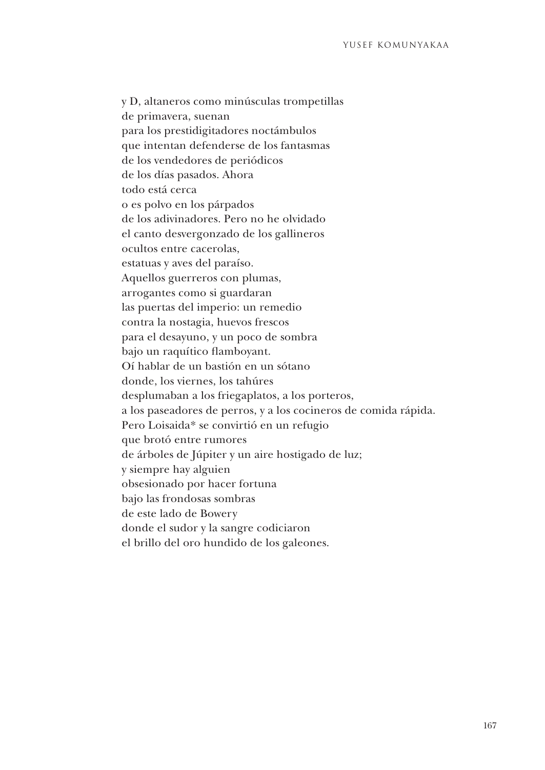y D, altaneros como minúsculas trompetillas  
de primavera, suenan  
para los prestidigitadores noctámbulos  
que intentan defenderse de los fantasmas  
de los vendedores de periódicos  
de los días pasados. Ahora  
todo está cerca  
o es polvo en los párpados  
de los adivinadores. Pero no he olvidado  
el canto desvergonzado de los gallineros  
ocultos entre cacerolas,  
estatuas y aves del paraíso.  
Aquellos guerreros con plumas,  
arrogantes como si guardaran  
las puertas del imperio: un remedio  
contra la nostagia, huevos frescos  
para el desayuno, y un poco de sombra  
bajo un raquítico flamboyant.  
Oí hablar de un bastión en un sótano  
donde, los viernes, los tahúres  
desplumaban a los friegaplatos, a los porteros,  
a los paseadores de perros, y a los cocineros de comida rápida.  
Pero Loisaida* se convirtió en un refugio  
que brotó entre rumores  
de árboles de Júpiter y un aire hostigado de luz;  
y siempre hay alguien  
obsesionado por hacer fortuna  
bajo las frondosas sombras  
de este lado de Bowery  
donde el sudor y la sangre codiciaron  
el brillo del oro hundido de los galeones.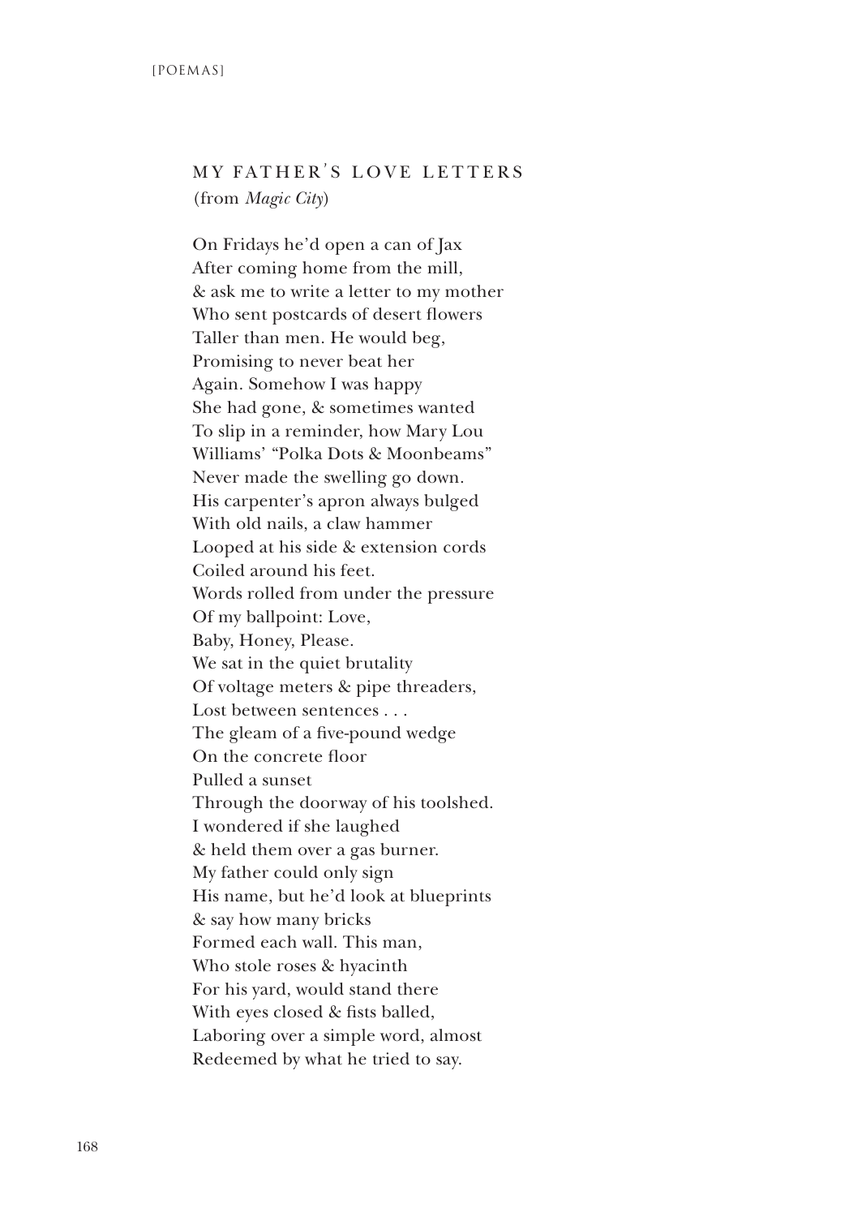## MY FATHER'S LOVE LETTERS

(from *Magic City*)

On Fridays he'd open a can of Jax  
After coming home from the mill,  
& ask me to write a letter to my mother  
Who sent postcards of desert flowers  
Taller than men. He would beg,  
Promising to never beat her  
Again. Somehow I was happy  
She had gone, & sometimes wanted  
To slip in a reminder, how Mary Lou  
Williams' "Polka Dots & Moonbeams"  
Never made the swelling go down.  
His carpenter's apron always bulged  
With old nails, a claw hammer  
Looped at his side & extension cords  
Coiled around his feet.  
Words rolled from under the pressure  
Of my ballpoint: Love,  
Baby, Honey, Please.  
We sat in the quiet brutality  
Of voltage meters & pipe threaders,  
Lost between sentences . . .  
The gleam of a five-pound wedge  
On the concrete floor  
Pulled a sunset  
Through the doorway of his toolshed.  
I wondered if she laughed  
& held them over a gas burner.  
My father could only sign  
His name, but he'd look at blueprints  
& say how many bricks  
Formed each wall. This man,  
Who stole roses & hyacinth  
For his yard, would stand there  
With eyes closed & fists balled,  
Laboring over a simple word, almost  
Redeemed by what he tried to say.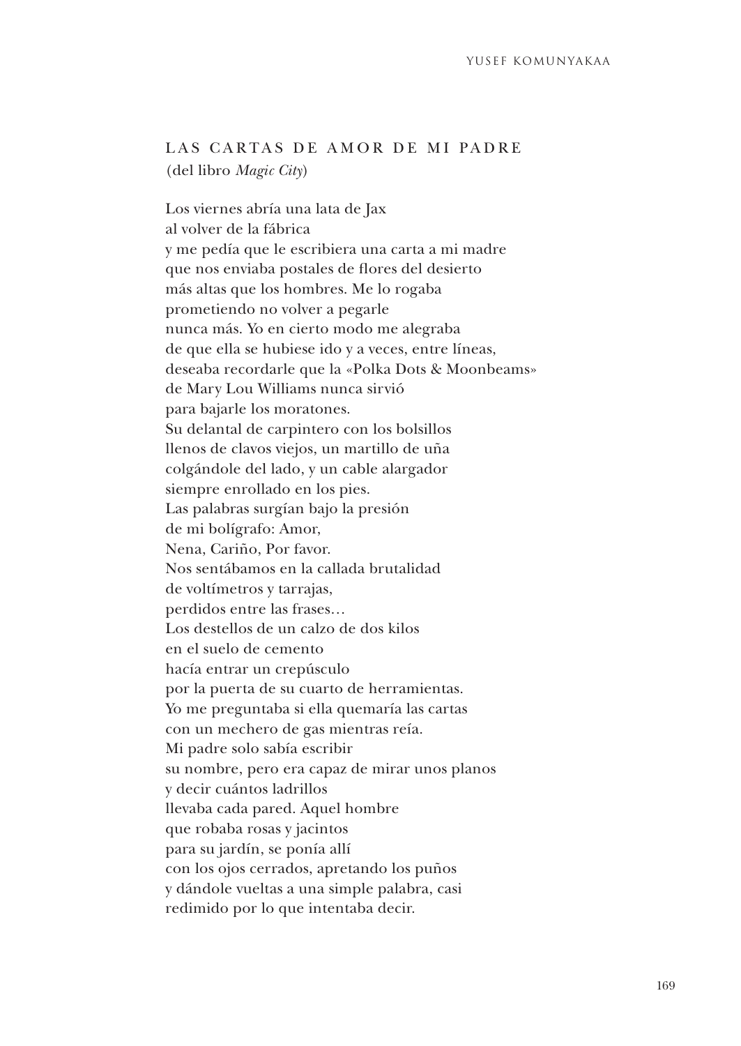## LAS CARTAS DE AMOR DE MI PADRE

(del libro *Magic City*)

Los viernes abría una lata de Jax  
al volver de la fábrica  
y me pedía que le escribiera una carta a mi madre  
que nos enviaba postales de flores del desierto  
más altas que los hombres. Me lo rogaba  
prometiendo no volver a pegarle  
nunca más. Yo en cierto modo me alegraba  
de que ella se hubiese ido y a veces, entre líneas,  
deseaba recordarle que la «Polka Dots & Moonbeams»  
de Mary Lou Williams nunca sirvió  
para bajarle los moratones.  
Su delantal de carpintero con los bolsillos  
llenos de clavos viejos, un martillo de uña  
colgándole del lado, y un cable alargador  
siempre enrollado en los pies.  
Las palabras surgían bajo la presión  
de mi bolígrafo: Amor,  
Nena, Cariño, Por favor.  
Nos sentábamos en la callada brutalidad  
de voltímetros y tarrajas,  
perdidos entre las frases…  
Los destellos de un calzo de dos kilos  
en el suelo de cemento  
hacía entrar un crepúsculo  
por la puerta de su cuarto de herramientas.  
Yo me preguntaba si ella quemaría las cartas  
con un mechero de gas mientras reía.  
Mi padre solo sabía escribir  
su nombre, pero era capaz de mirar unos planos  
y decir cuántos ladrillos  
llevaba cada pared. Aquel hombre  
que robaba rosas y jacintos  
para su jardín, se ponía allí  
con los ojos cerrados, apretando los puños  
y dándole vueltas a una simple palabra, casi  
redimido por lo que intentaba decir.